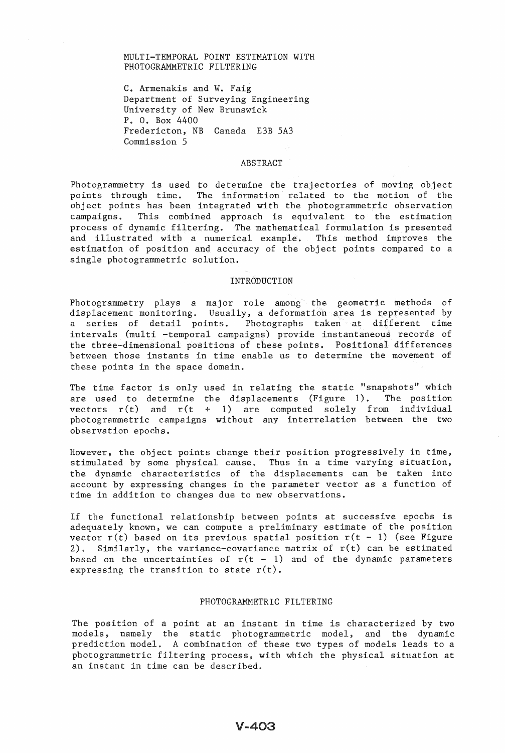# MULTI-TEMPORAL POINT ESTIMATION WITH PHOTOGRAMMETRIC FILTERING

C. Armenakis and W. Faig
Department of Surveying Engineering
University of New Brunswick
P. O. Box 4400
Fredericton, NB Canada E3B 5A3
Commission 5

## ABSTRACT

Photogrammetry is used to determine the trajectories of moving object points through time. The information related to the motion of the object points has been integrated with the photogrammetric observation campaigns. This combined approach is equivalent to the estimation process of dynamic filtering. The mathematical formulation is presented and illustrated with a numerical example. This method improves the estimation of position and accuracy of the object points compared to a single photogrammetric solution.

## INTRODUCTION

Photogrammetry plays a major role among the geometric methods of displacement monitoring. Usually, a deformation area is represented by a series of detail points. Photographs taken at different time intervals (multi -temporal campaigns) provide instantaneous records of the three-dimensional positions of these points. Positional differences between those instants in time enable us to determine the movement of these points in the space domain.

The time factor is only used in relating the static "snapshots" which are used to determine the displacements (Figure 1). The position vectors $r(t)$ and $r(t + 1)$ are computed solely from individual photogrammetric campaigns without any interrelation between the two observation epochs.

However, the object points change their position progressively in time, stimulated by some physical cause. Thus in a time varying situation, the dynamic characteristics of the displacements can be taken into account by expressing changes in the parameter vector as a function of time in addition to changes due to new observations.

If the functional relationship between points at successive epochs is adequately known, we can compute a preliminary estimate of the position vector $r(t)$ based on its previous spatial position $r(t - 1)$ (see Figure 2). Similarly, the variance-covariance matrix of $r(t)$ can be estimated based on the uncertainties of $r(t - 1)$ and of the dynamic parameters expressing the transition to state $r(t)$.

## PHOTOGRAMMETRIC FILTERING

The position of a point at an instant in time is characterized by two models, namely the static photogrammetric model, and the dynamic prediction model. A combination of these two types of models leads to a photogrammetric filtering process, with which the physical situation at an instant in time can be described.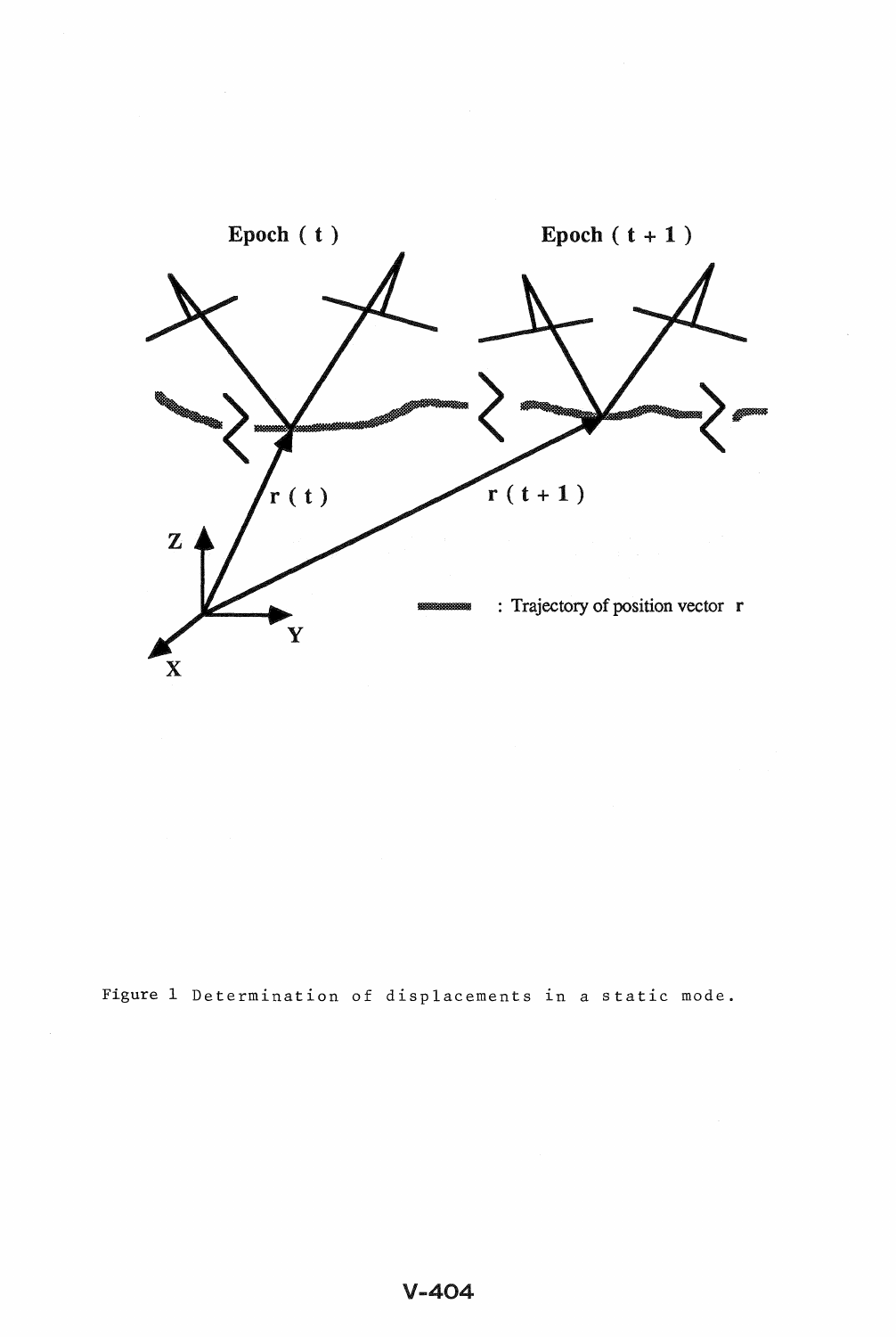Figure 1 Determination of displacements in a static mode.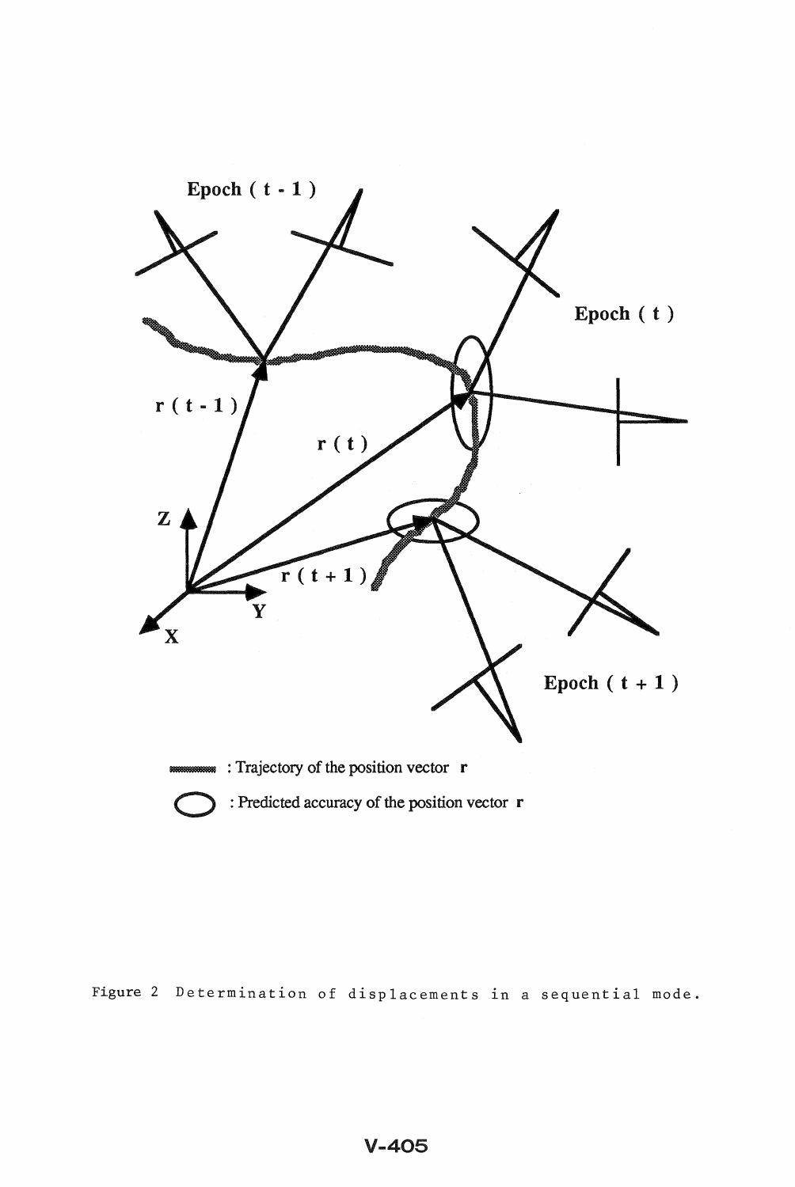Figure 2 Determination of displacements in a sequential mode.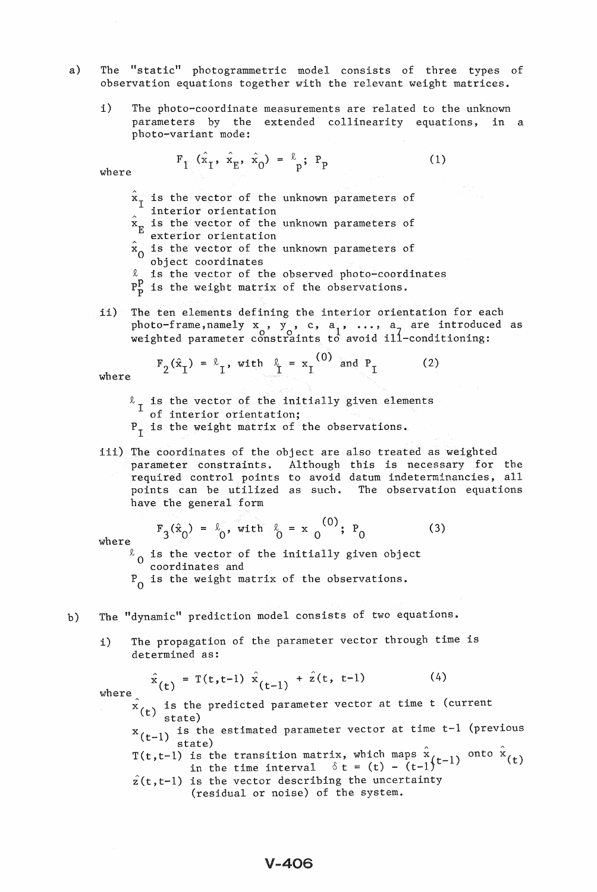a) The "static" photogrammetric model consists of three types of observation equations together with the relevant weight matrices.

   i) The photo-coordinate measurements are related to the unknown parameters by the extended collinearity equations, in a photo-variant mode:

$$F_1 (\hat{x}_I, \hat{x}_E, \hat{x}_O) = \ell_p; \; P_P \qquad (1)$$

where

$\hat{x}_I$ is the vector of the unknown parameters of interior orientation
$\hat{x}_E$ is the vector of the unknown parameters of exterior orientation
$\hat{x}_O$ is the vector of the unknown parameters of object coordinates
$\ell$ is the vector of the observed photo-coordinates
$P_P^P$ is the weight matrix of the observations.

   ii) The ten elements defining the interior orientation for each photo-frame, namely $x_o$, $y_o$, c, $a_1$, ..., $a_7$ are introduced as weighted parameter constraints to avoid ill-conditioning:

$$F_2(\hat{x}_I) = \ell_I, \text{ with } \ell_I = x_I^{(0)} \text{ and } P_I \qquad (2)$$

where

$\ell_I$ is the vector of the initially given elements of interior orientation;
$P_I$ is the weight matrix of the observations.

   iii) The coordinates of the object are also treated as weighted parameter constraints. Although this is necessary for the required control points to avoid datum indeterminancies, all points can be utilized as such. The observation equations have the general form

$$F_3(\hat{x}_O) = \ell_O, \text{ with } \ell_O = x_O^{(0)}; \; P_O \qquad (3)$$

where

$\ell_O$ is the vector of the initially given object coordinates and
$P_O$ is the weight matrix of the observations.

b) The "dynamic" prediction model consists of two equations.

   i) The propagation of the parameter vector through time is determined as:

$$\hat{x}_{(t)} = T(t,t-1) \, \hat{x}_{(t-1)} + \hat{z}(t, t-1) \qquad (4)$$

where

$\hat{x}_{(t)}$ is the predicted parameter vector at time t (current state)
$x_{(t-1)}$ is the estimated parameter vector at time t-1 (previous state)
$T(t,t-1)$ is the transition matrix, which maps $\hat{x}_{(t-1)}$ onto $\hat{x}_{(t)}$ in the time interval $\delta t = (t) - (t-1)$
$\hat{z}(t,t-1)$ is the vector describing the uncertainty (residual or noise) of the system.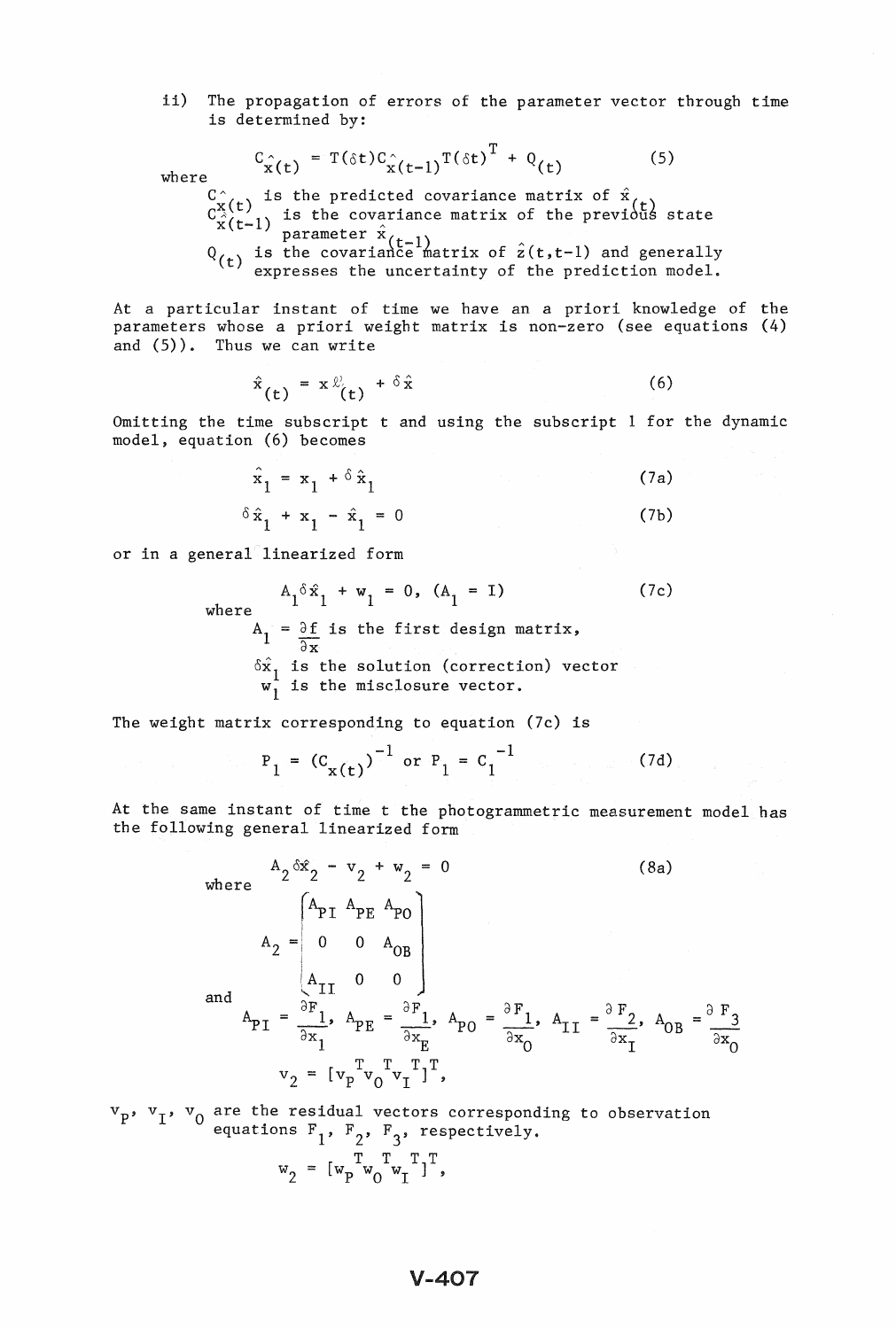ii) The propagation of errors of the parameter vector through time is determined by:

$$C_{\hat{x}(t)} = T(\delta t) C_{\hat{x}(t-1)} T(\delta t)^T + Q_{(t)} \tag{5}$$

where

$C_{\hat{x}(t)}$ is the predicted covariance matrix of $\hat{x}_{(t)}$

$C_{\hat{x}(t-1)}$ is the covariance matrix of the previous state parameter $\hat{x}_{(t-1)}$

$Q_{(t)}$ is the covariance matrix of $\hat{z}(t,t-1)$ and generally expresses the uncertainty of the prediction model.

At a particular instant of time we have an a priori knowledge of the parameters whose a priori weight matrix is non-zero (see equations (4) and (5)). Thus we can write

$$\hat{x}_{(t)} = x^{\ell}_{(t)} + \delta\hat{x} \tag{6}$$

Omitting the time subscript t and using the subscript 1 for the dynamic model, equation (6) becomes

$$\hat{x}_1 = x_1 + \delta\hat{x}_1 \tag{7a}$$

$$\delta\hat{x}_1 + x_1 - \hat{x}_1 = 0 \tag{7b}$$

or in a general linearized form

$$A_1 \delta\hat{x}_1 + w_1 = 0, \quad (A_1 = I) \tag{7c}$$

where

$A_1 = \frac{\partial f}{\partial x}$ is the first design matrix,

$\delta\hat{x}_1$ is the solution (correction) vector

$w_1$ is the misclosure vector.

The weight matrix corresponding to equation (7c) is

$$P_1 = (C_{x(t)})^{-1} \text{ or } P_1 = C_1^{-1} \tag{7d}$$

At the same instant of time t the photogrammetric measurement model has the following general linearized form

$$A_2 \delta\hat{x}_2 - v_2 + w_2 = 0 \tag{8a}$$

where

$$A_2 = \begin{bmatrix} A_{PI} & A_{PE} & A_{PO} \\ 0 & 0 & A_{OB} \\ A_{II} & 0 & 0 \end{bmatrix}$$

and

$$A_{PI} = \frac{\partial F_1}{\partial x_I}, \quad A_{PE} = \frac{\partial F_1}{\partial x_E}, \quad A_{PO} = \frac{\partial F_1}{\partial x_O}, \quad A_{II} = \frac{\partial F_2}{\partial x_I}, \quad A_{OB} = \frac{\partial F_3}{\partial x_O}$$

$$v_2 = [v_P^T v_O^T v_I^T]^T,$$

$v_P$, $v_I$, $v_O$ are the residual vectors corresponding to observation equations $F_1$, $F_2$, $F_3$, respectively.

$$w_2 = [w_P^T w_O^T w_I^T]^T,$$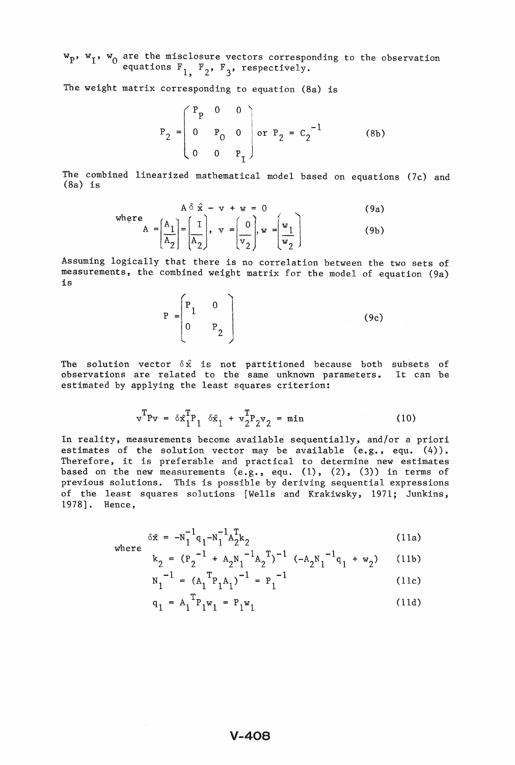$w_P$, $w_I$, $w_0$ are the misclosure vectors corresponding to the observation equations $F_1$, $F_2$, $F_3$, respectively.

The weight matrix corresponding to equation (8a) is

$$P_2 = \begin{pmatrix} P_P & 0 & 0 \\ 0 & P_0 & 0 \\ 0 & 0 & P_I \end{pmatrix} \text{ or } P_2 = C_2^{-1} \tag{8b}$$

The combined linearized mathematical model based on equations (7c) and (8a) is

$$A\,\delta\hat{x} - v + w = 0 \tag{9a}$$

where

$$A = \left[\frac{A_1}{A_2}\right] = \left[\frac{I}{A_2}\right], \quad v = \left(\frac{0}{v_2}\right), \quad w = \left(\frac{w_1}{w_2}\right) \tag{9b}$$

Assuming logically that there is no correlation between the two sets of measurements, the combined weight matrix for the model of equation (9a) is

$$P = \begin{pmatrix} P_1 & 0 \\ 0 & P_2 \end{pmatrix} \tag{9c}$$

The solution vector $\delta\hat{x}$ is not partitioned because both subsets of observations are related to the same unknown parameters. It can be estimated by applying the least squares criterion:

$$v^T P v = \delta\hat{x}_1^T P_1\, \delta\hat{x}_1 + v_2^T P_2 v_2 = \min \tag{10}$$

In reality, measurements become available sequentially, and/or a priori estimates of the solution vector may be available (e.g., equ. (4)). Therefore, it is preferable and practical to determine new estimates based on the new measurements (e.g., equ. (1), (2), (3)) in terms of previous solutions. This is possible by deriving sequential expressions of the least squares solutions [Wells and Krakiwsky, 1971; Junkins, 1978]. Hence,

$$\delta\hat{x} = -N_1^{-1} q_1 - N_1^{-1} A_2^T k_2 \tag{11a}$$

where

$$k_2 = (P_2^{-1} + A_2 N_1^{-1} A_2^T)^{-1} \, (-A_2 N_1^{-1} q_1 + w_2) \tag{11b}$$

$$N_1^{-1} = (A_1^T P_1 A_1)^{-1} = P_1^{-1} \tag{11c}$$

$$q_1 = A_1^T P_1 w_1 = P_1 w_1 \tag{11d}$$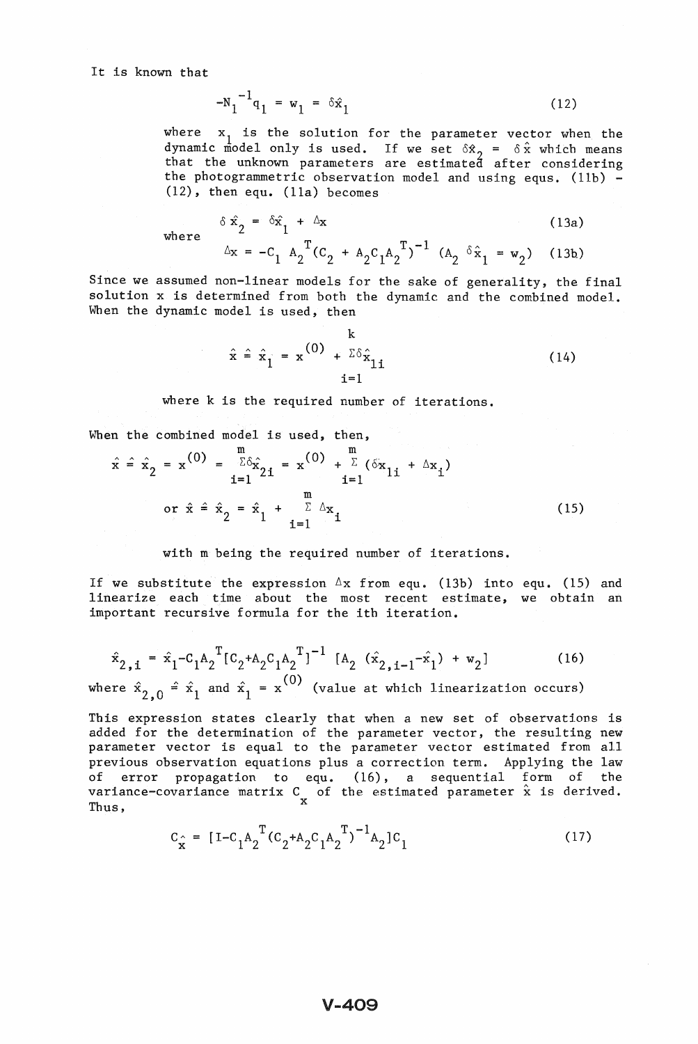It is known that

$$-N_1^{-1} q_1 = w_1 = \delta\hat{x}_1 \tag{12}$$

where $x_1$ is the solution for the parameter vector when the dynamic model only is used. If we set $\delta\hat{x}_2 = \delta\hat{x}$ which means that the unknown parameters are estimated after considering the photogrammetric observation model and using equs. (11b) - (12), then equ. (11a) becomes

$$\delta\hat{x}_2 = \delta\hat{x}_1 + \Delta x \tag{13a}$$

where

$$\Delta x = -C_1 A_2^T (C_2 + A_2 C_1 A_2^T)^{-1} (A_2 \delta\hat{x}_1 = w_2) \tag{13b}$$

Since we assumed non-linear models for the sake of generality, the final solution x is determined from both the dynamic and the combined model. When the dynamic model is used, then

$$\hat{x} \hat{=} \hat{x}_1 = x^{(0)} + \sum_{i=1}^{k} \delta\hat{x}_{1i} \tag{14}$$

where k is the required number of iterations.

When the combined model is used, then,

$$\hat{x} \hat{=} \hat{x}_2 = x^{(0)} = \sum_{i=1}^{m} \delta\hat{x}_{2i} = x^{(0)} + \sum_{i=1}^{m} (\delta x_{1i} + \Delta x_i)$$

$$\text{or } \hat{x} \hat{=} \hat{x}_2 = \hat{x}_1 + \sum_{i=1}^{m} \Delta x_i \tag{15}$$

with m being the required number of iterations.

If we substitute the expression $\Delta x$ from equ. (13b) into equ. (15) and linearize each time about the most recent estimate, we obtain an important recursive formula for the ith iteration.

$$\hat{x}_{2,i} = \hat{x}_1 - C_1 A_2^T [C_2 + A_2 C_1 A_2^T]^{-1} [A_2 (\hat{x}_{2,i-1} - \hat{x}_1) + w_2] \tag{16}$$

where $\hat{x}_{2,0} \hat{=} \hat{x}_1$ and $\hat{x}_1 = x^{(0)}$ (value at which linearization occurs)

This expression states clearly that when a new set of observations is added for the determination of the parameter vector, the resulting new parameter vector is equal to the parameter vector estimated from all previous observation equations plus a correction term. Applying the law of error propagation to equ. (16), a sequential form of the variance-covariance matrix $C_x$ of the estimated parameter $\hat{x}$ is derived. Thus,

$$C_{\hat{x}} = [I - C_1 A_2^T (C_2 + A_2 C_1 A_2^T)^{-1} A_2] C_1 \tag{17}$$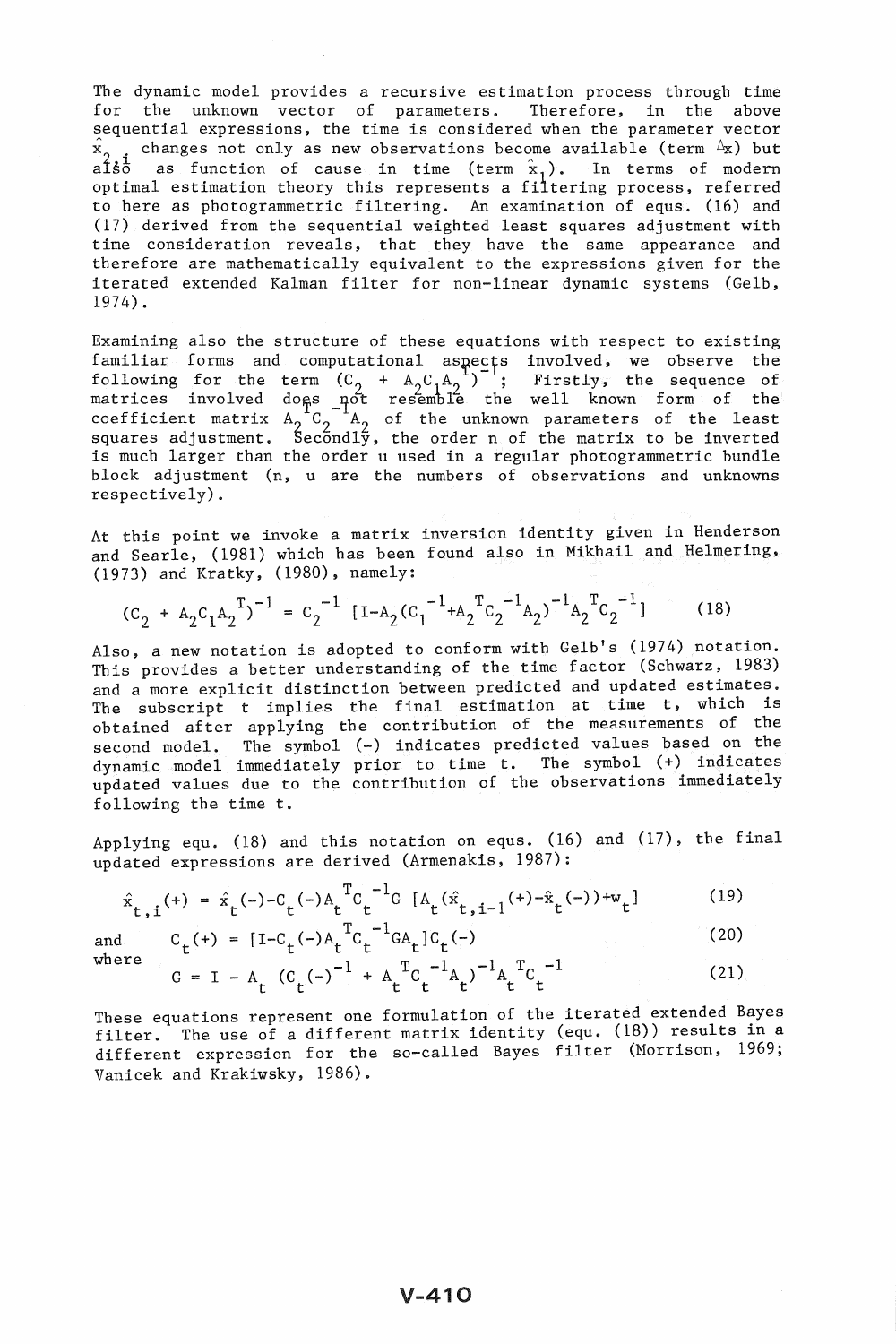The dynamic model provides a recursive estimation process through time for the unknown vector of parameters. Therefore, in the above sequential expressions, the time is considered when the parameter vector $\hat{x}_{2,i}$ changes not only as new observations become available (term $\Delta x$) but also as function of cause in time (term $\hat{x}_1$). In terms of modern optimal estimation theory this represents a filtering process, referred to here as photogrammetric filtering. An examination of equs. (16) and (17) derived from the sequential weighted least squares adjustment with time consideration reveals, that they have the same appearance and therefore are mathematically equivalent to the expressions given for the iterated extended Kalman filter for non-linear dynamic systems (Gelb, 1974).

Examining also the structure of these equations with respect to existing familiar forms and computational aspects involved, we observe the following for the term $(C_2 + A_2C_1A_2^T)^{-1}$; Firstly, the sequence of matrices involved does not resemble the well known form of the coefficient matrix $A_2^TC_2^{-1}A_2$ of the unknown parameters of the least squares adjustment. Secondly, the order n of the matrix to be inverted is much larger than the order u used in a regular photogrammetric bundle block adjustment (n, u are the numbers of observations and unknowns respectively).

At this point we invoke a matrix inversion identity given in Henderson and Searle, (1981) which has been found also in Mikhail and Helmering, (1973) and Kratky, (1980), namely:

$$(C_2 + A_2C_1A_2^T)^{-1} = C_2^{-1}\,[I - A_2(C_1^{-1} + A_2^TC_2^{-1}A_2)^{-1}A_2^TC_2^{-1}] \qquad (18)$$

Also, a new notation is adopted to conform with Gelb's (1974) notation. This provides a better understanding of the time factor (Schwarz, 1983) and a more explicit distinction between predicted and updated estimates. The subscript t implies the final estimation at time t, which is obtained after applying the contribution of the measurements of the second model. The symbol (-) indicates predicted values based on the dynamic model immediately prior to time t. The symbol (+) indicates updated values due to the contribution of the observations immediately following the time t.

Applying equ. (18) and this notation on equs. (16) and (17), the final updated expressions are derived (Armenakis, 1987):

$$\hat{x}_{t,i}(+) = \hat{x}_t(-) - C_t(-)A_t^TC_t^{-1}G\,[A_t(\hat{x}_{t,i-1}(+) - \hat{x}_t(-)) + w_t] \qquad (19)$$

and

$$C_t(+) = [I - C_t(-)A_t^TC_t^{-1}GA_t]C_t(-) \qquad (20)$$

where

$$G = I - A_t\,(C_t(-)^{-1} + A_t^TC_t^{-1}A_t)^{-1}A_t^TC_t^{-1} \qquad (21)$$

These equations represent one formulation of the iterated extended Bayes filter. The use of a different matrix identity (equ. (18)) results in a different expression for the so-called Bayes filter (Morrison, 1969; Vanicek and Krakiwsky, 1986).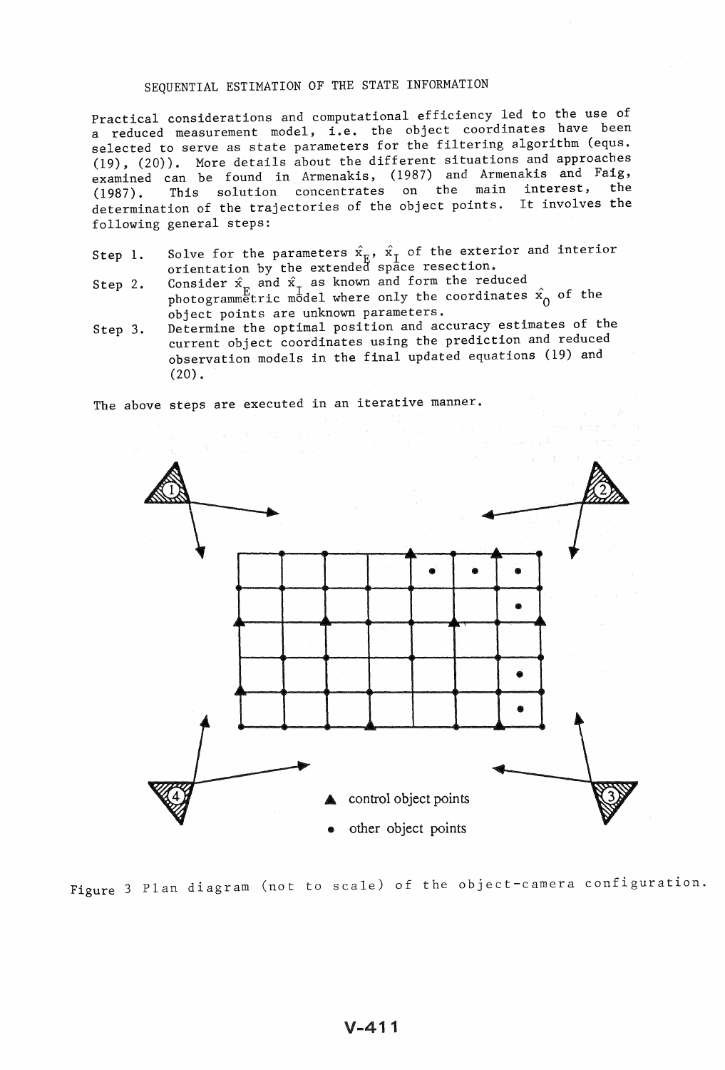## SEQUENTIAL ESTIMATION OF THE STATE INFORMATION

Practical considerations and computational efficiency led to the use of a reduced measurement model, i.e. the object coordinates have been selected to serve as state parameters for the filtering algorithm (equs. (19), (20)). More details about the different situations and approaches examined can be found in Armenakis, (1987) and Armenakis and Faig, (1987). This solution concentrates on the main interest, the determination of the trajectories of the object points. It involves the following general steps:

Step 1. Solve for the parameters $\hat{x}_E$, $\hat{x}_I$ of the exterior and interior orientation by the extended space resection.

Step 2. Consider $\hat{x}_E$ and $\hat{x}_I$ as known and form the reduced photogrammetric model where only the coordinates $\hat{x}_0$ of the object points are unknown parameters.

Step 3. Determine the optimal position and accuracy estimates of the current object coordinates using the prediction and reduced observation models in the final updated equations (19) and (20).

The above steps are executed in an iterative manner.

▲ control object points

• other object points

Figure 3 Plan diagram (not to scale) of the object-camera configuration.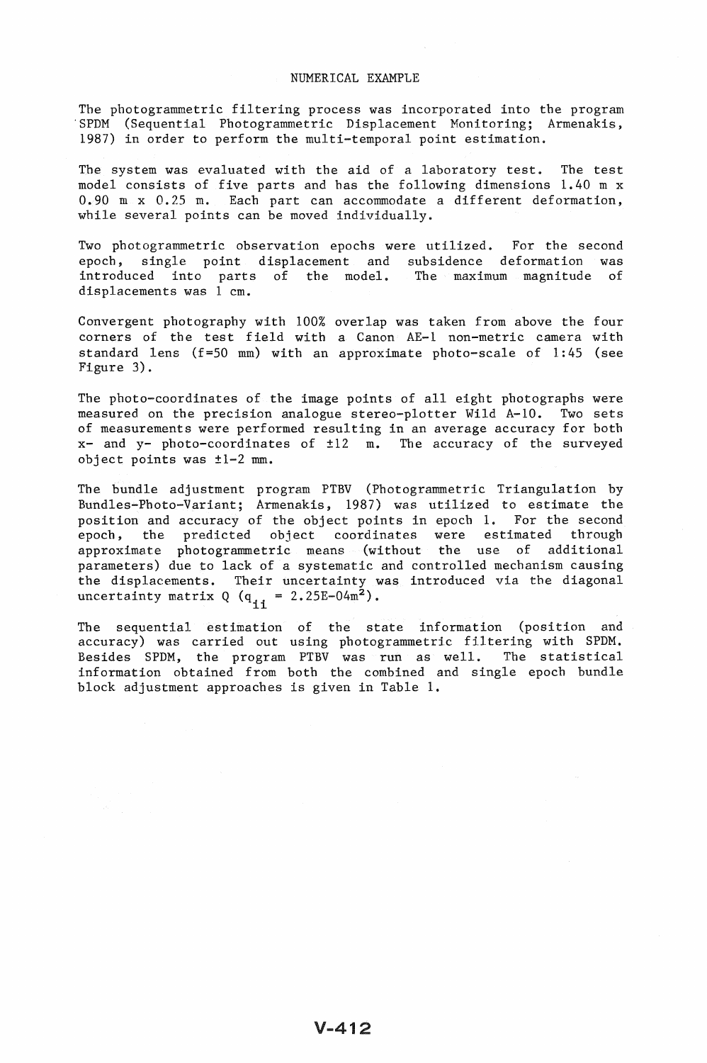## NUMERICAL EXAMPLE

The photogrammetric filtering process was incorporated into the program SPDM (Sequential Photogrammetric Displacement Monitoring; Armenakis, 1987) in order to perform the multi-temporal point estimation.

The system was evaluated with the aid of a laboratory test. The test model consists of five parts and has the following dimensions 1.40 m x 0.90 m x 0.25 m. Each part can accommodate a different deformation, while several points can be moved individually.

Two photogrammetric observation epochs were utilized. For the second epoch, single point displacement and subsidence deformation was introduced into parts of the model. The maximum magnitude of displacements was 1 cm.

Convergent photography with 100% overlap was taken from above the four corners of the test field with a Canon AE-1 non-metric camera with standard lens (f=50 mm) with an approximate photo-scale of 1:45 (see Figure 3).

The photo-coordinates of the image points of all eight photographs were measured on the precision analogue stereo-plotter Wild A-10. Two sets of measurements were performed resulting in an average accuracy for both x- and y- photo-coordinates of ±12 m. The accuracy of the surveyed object points was ±1-2 mm.

The bundle adjustment program PTBV (Photogrammetric Triangulation by Bundles-Photo-Variant; Armenakis, 1987) was utilized to estimate the position and accuracy of the object points in epoch 1. For the second epoch, the predicted object coordinates were estimated through approximate photogrammetric means (without the use of additional parameters) due to lack of a systematic and controlled mechanism causing the displacements. Their uncertainty was introduced via the diagonal uncertainty matrix Q ($q_{ii} = 2.25E\text{-}04m^2$).

The sequential estimation of the state information (position and accuracy) was carried out using photogrammetric filtering with SPDM. Besides SPDM, the program PTBV was run as well. The statistical information obtained from both the combined and single epoch bundle block adjustment approaches is given in Table 1.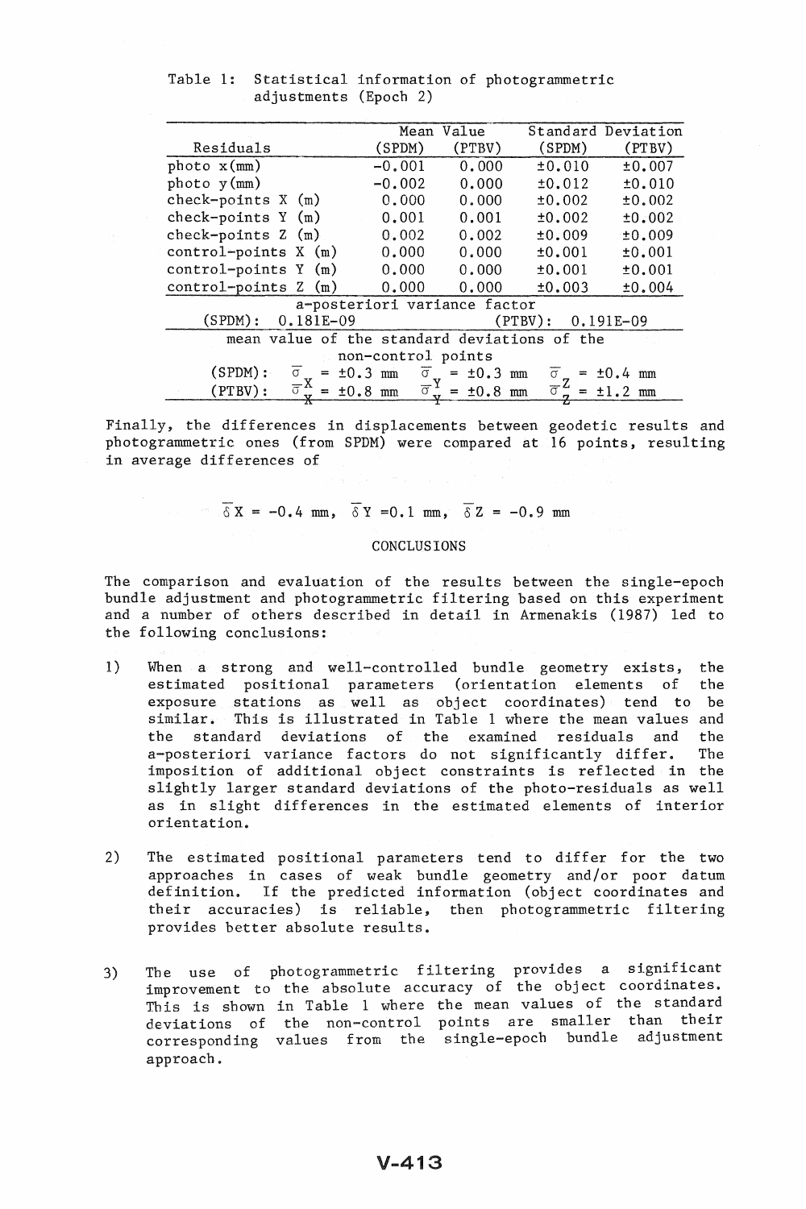Table 1: Statistical information of photogrammetric adjustments (Epoch 2)

| Residuals | Mean Value (SPDM) | Mean Value (PTBV) | Standard Deviation (SPDM) | Standard Deviation (PTBV) |
|---|---|---|---|---|
| photo x(mm) | -0.001 | 0.000 | ±0.010 | ±0.007 |
| photo y(mm) | -0.002 | 0.000 | ±0.012 | ±0.010 |
| check-points X (m) | 0.000 | 0.000 | ±0.002 | ±0.002 |
| check-points Y (m) | 0.001 | 0.001 | ±0.002 | ±0.002 |
| check-points Z (m) | 0.002 | 0.002 | ±0.009 | ±0.009 |
| control-points X (m) | 0.000 | 0.000 | ±0.001 | ±0.001 |
| control-points Y (m) | 0.000 | 0.000 | ±0.001 | ±0.001 |
| control-points Z (m) | 0.000 | 0.000 | ±0.003 | ±0.004 |
| a-posteriori variance factor | | | | |
| (SPDM): 0.181E-09 | | | (PTBV): 0.191E-09 | |
| mean value of the standard deviations of the non-control points | | | | |
| (SPDM): $\bar{\sigma}_X = \pm 0.3$ mm | $\bar{\sigma}_Y = \pm 0.3$ mm | | $\bar{\sigma}_Z = \pm 0.4$ mm | |
| (PTBV): $\bar{\sigma}_X = \pm 0.8$ mm | $\bar{\sigma}_Y = \pm 0.8$ mm | | $\bar{\sigma}_Z = \pm 1.2$ mm | |

Finally, the differences in displacements between geodetic results and photogrammetric ones (from SPDM) were compared at 16 points, resulting in average differences of

$$\bar{\delta} X = -0.4 \text{ mm}, \quad \bar{\delta} Y = 0.1 \text{ mm}, \quad \bar{\delta} Z = -0.9 \text{ mm}$$

## CONCLUSIONS

The comparison and evaluation of the results between the single-epoch bundle adjustment and photogrammetric filtering based on this experiment and a number of others described in detail in Armenakis (1987) led to the following conclusions:

1) When a strong and well-controlled bundle geometry exists, the estimated positional parameters (orientation elements of the exposure stations as well as object coordinates) tend to be similar. This is illustrated in Table 1 where the mean values and the standard deviations of the examined residuals and the a-posteriori variance factors do not significantly differ. The imposition of additional object constraints is reflected in the slightly larger standard deviations of the photo-residuals as well as in slight differences in the estimated elements of interior orientation.

2) The estimated positional parameters tend to differ for the two approaches in cases of weak bundle geometry and/or poor datum definition. If the predicted information (object coordinates and their accuracies) is reliable, then photogrammetric filtering provides better absolute results.

3) The use of photogrammetric filtering provides a significant improvement to the absolute accuracy of the object coordinates. This is shown in Table 1 where the mean values of the standard deviations of the non-control points are smaller than their corresponding values from the single-epoch bundle adjustment approach.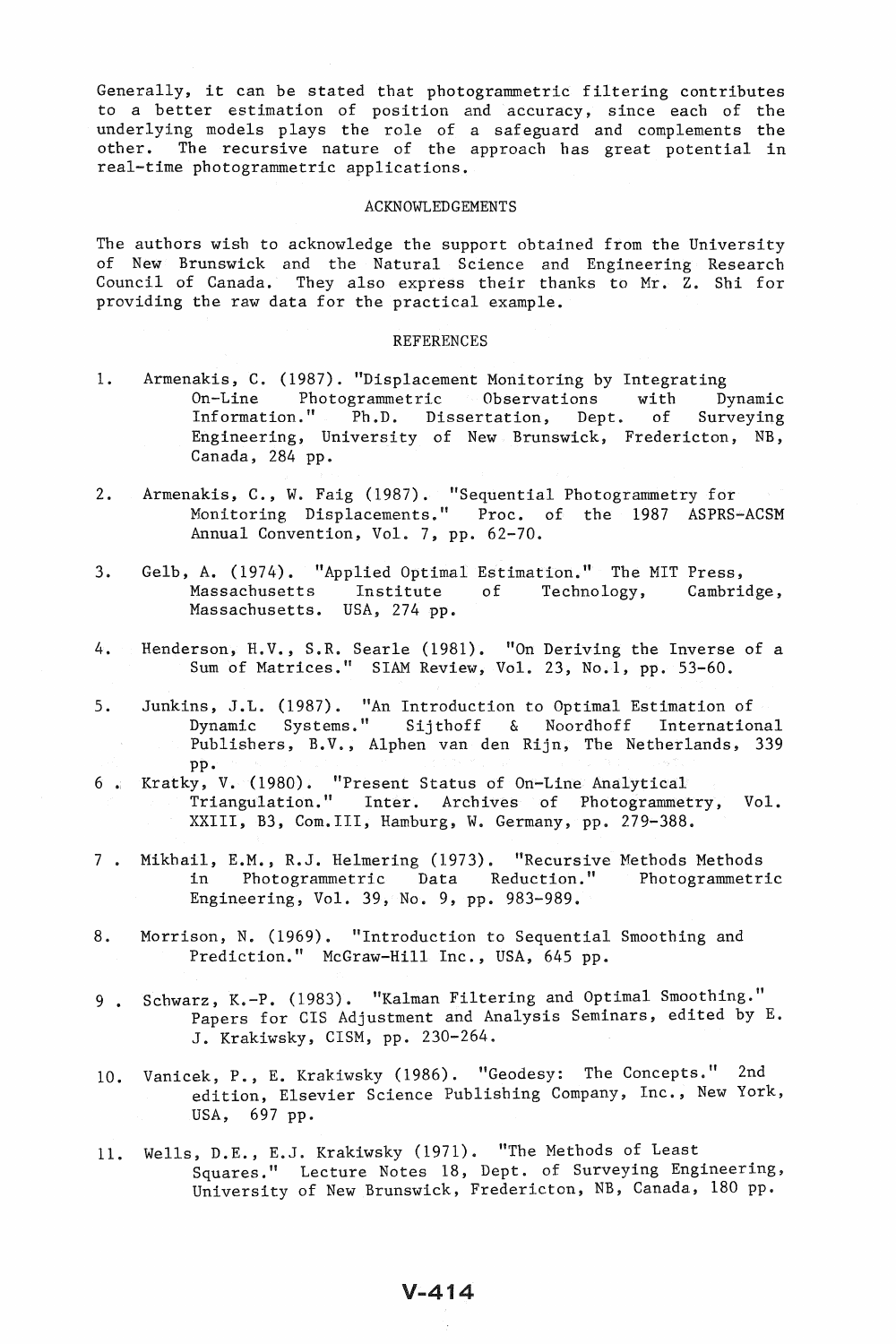Generally, it can be stated that photogrammetric filtering contributes to a better estimation of position and accuracy, since each of the underlying models plays the role of a safeguard and complements the other. The recursive nature of the approach has great potential in real-time photogrammetric applications.

## ACKNOWLEDGEMENTS

The authors wish to acknowledge the support obtained from the University of New Brunswick and the Natural Science and Engineering Research Council of Canada. They also express their thanks to Mr. Z. Shi for providing the raw data for the practical example.

## REFERENCES

1. Armenakis, C. (1987). "Displacement Monitoring by Integrating On-Line Photogrammetric Observations with Dynamic Information." Ph.D. Dissertation, Dept. of Surveying Engineering, University of New Brunswick, Fredericton, NB, Canada, 284 pp.

2. Armenakis, C., W. Faig (1987). "Sequential Photogrammetry for Monitoring Displacements." Proc. of the 1987 ASPRS-ACSM Annual Convention, Vol. 7, pp. 62-70.

3. Gelb, A. (1974). "Applied Optimal Estimation." The MIT Press, Massachusetts Institute of Technology, Cambridge, Massachusetts. USA, 274 pp.

4. Henderson, H.V., S.R. Searle (1981). "On Deriving the Inverse of a Sum of Matrices." SIAM Review, Vol. 23, No.1, pp. 53-60.

5. Junkins, J.L. (1987). "An Introduction to Optimal Estimation of Dynamic Systems." Sijthoff & Noordhoff International Publishers, B.V., Alphen van den Rijn, The Netherlands, 339 pp.

6. Kratky, V. (1980). "Present Status of On-Line Analytical Triangulation." Inter. Archives of Photogrammetry, Vol. XXIII, B3, Com.III, Hamburg, W. Germany, pp. 279-388.

7. Mikhail, E.M., R.J. Helmering (1973). "Recursive Methods Methods in Photogrammetric Data Reduction." Photogrammetric Engineering, Vol. 39, No. 9, pp. 983-989.

8. Morrison, N. (1969). "Introduction to Sequential Smoothing and Prediction." McGraw-Hill Inc., USA, 645 pp.

9. Schwarz, K.-P. (1983). "Kalman Filtering and Optimal Smoothing." Papers for CIS Adjustment and Analysis Seminars, edited by E. J. Krakiwsky, CISM, pp. 230-264.

10. Vanicek, P., E. Krakiwsky (1986). "Geodesy: The Concepts." 2nd edition, Elsevier Science Publishing Company, Inc., New York, USA, 697 pp.

11. Wells, D.E., E.J. Krakiwsky (1971). "The Methods of Least Squares." Lecture Notes 18, Dept. of Surveying Engineering, University of New Brunswick, Fredericton, NB, Canada, 180 pp.